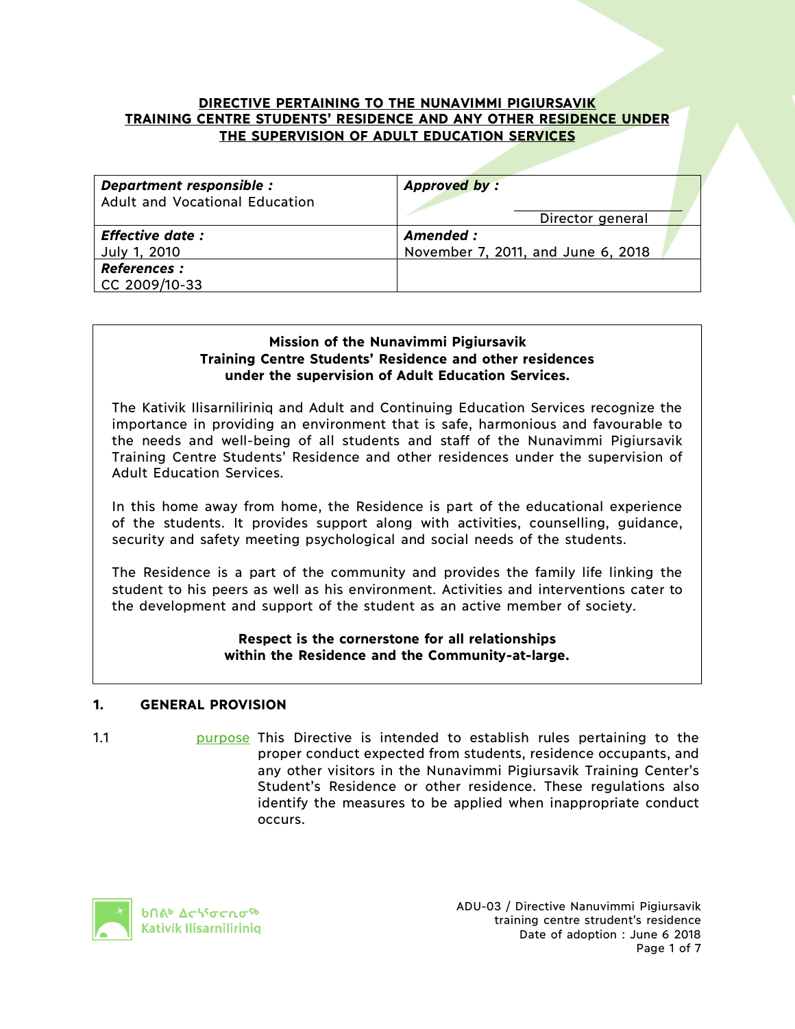# DIRECTIVE PERTAINING TO THE NUNAVIMMI PIGIURSAVIK TRAINING CENTRE STUDENTS' RESIDENCE AND ANY OTHER RESIDENCE UNDER THE SUPERVISION OF ADULT EDUCATION SERVICES

| | |
|---|---|
| ***Department responsible :*** Adult and Vocational Education | ***Approved by :*** Director general |
| ***Effective date :*** July 1, 2010 | ***Amended :*** November 7, 2011, and June 6, 2018 |
| ***References :*** CC 2009/10-33 | |

**Mission of the Nunavimmi Pigiursavik Training Centre Students' Residence and other residences under the supervision of Adult Education Services.**

The Kativik Ilisarniliriniq and Adult and Continuing Education Services recognize the importance in providing an environment that is safe, harmonious and favourable to the needs and well-being of all students and staff of the Nunavimmi Pigiursavik Training Centre Students' Residence and other residences under the supervision of Adult Education Services.

In this home away from home, the Residence is part of the educational experience of the students. It provides support along with activities, counselling, guidance, security and safety meeting psychological and social needs of the students.

The Residence is a part of the community and provides the family life linking the student to his peers as well as his environment. Activities and interventions cater to the development and support of the student as an active member of society.

**Respect is the cornerstone for all relationships within the Residence and the Community-at-large.**

## 1. GENERAL PROVISION

1.1 purpose This Directive is intended to establish rules pertaining to the proper conduct expected from students, residence occupants, and any other visitors in the Nunavimmi Pigiursavik Training Center's Student's Residence or other residence. These regulations also identify the measures to be applied when inappropriate conduct occurs.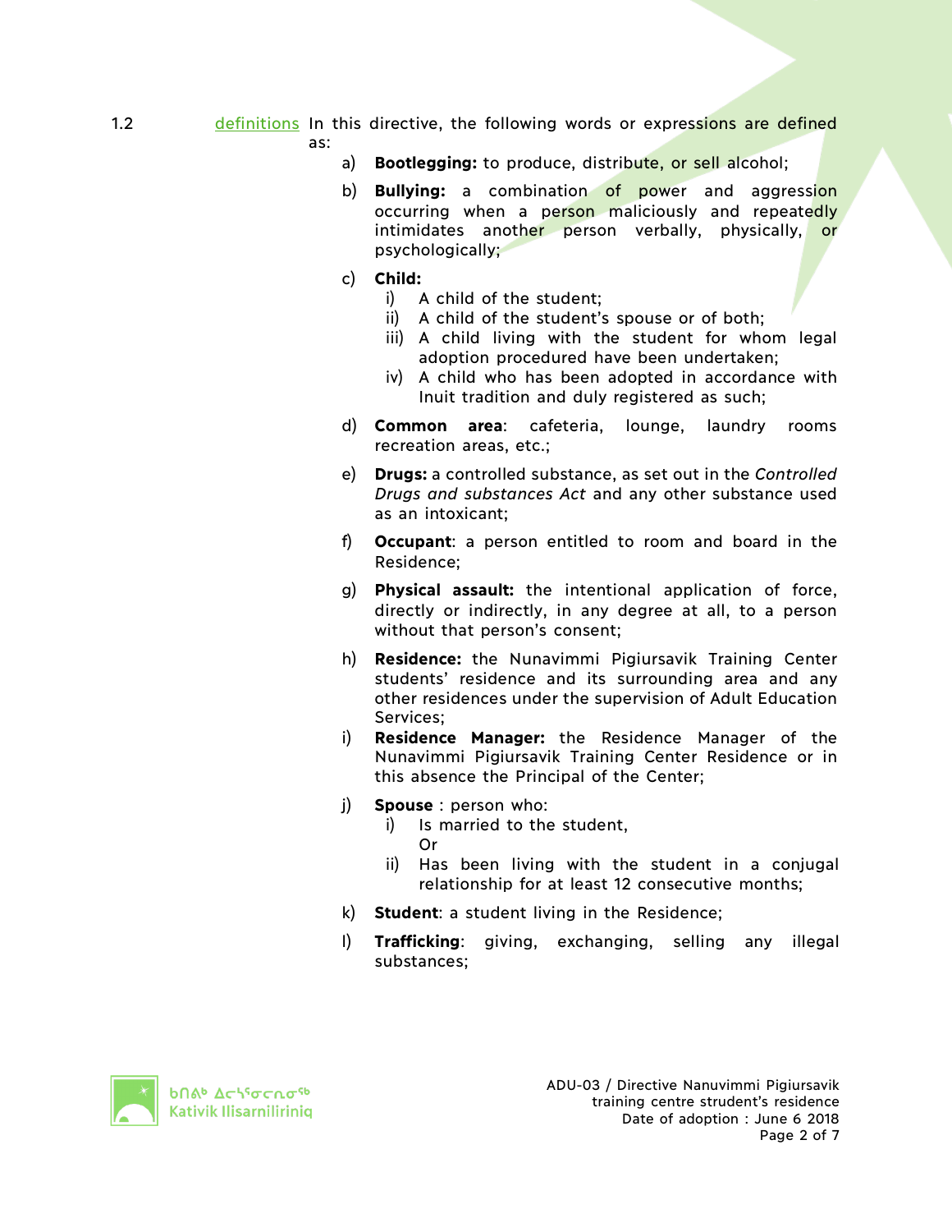1.2 definitions In this directive, the following words or expressions are defined as:

a) **Bootlegging:** to produce, distribute, or sell alcohol;

b) **Bullying:** a combination of power and aggression occurring when a person maliciously and repeatedly intimidates another person verbally, physically, or psychologically;

c) **Child:**
   i) A child of the student;
   ii) A child of the student's spouse or of both;
   iii) A child living with the student for whom legal adoption procedured have been undertaken;
   iv) A child who has been adopted in accordance with Inuit tradition and duly registered as such;

d) **Common area**: cafeteria, lounge, laundry rooms recreation areas, etc.;

e) **Drugs:** a controlled substance, as set out in the *Controlled Drugs and substances Act* and any other substance used as an intoxicant;

f) **Occupant**: a person entitled to room and board in the Residence;

g) **Physical assault:** the intentional application of force, directly or indirectly, in any degree at all, to a person without that person's consent;

h) **Residence:** the Nunavimmi Pigiursavik Training Center students' residence and its surrounding area and any other residences under the supervision of Adult Education Services;

i) **Residence Manager:** the Residence Manager of the Nunavimmi Pigiursavik Training Center Residence or in this absence the Principal of the Center;

j) **Spouse** : person who:
   i) Is married to the student,
   Or
   ii) Has been living with the student in a conjugal relationship for at least 12 consecutive months;

k) **Student**: a student living in the Residence;

l) **Trafficking**: giving, exchanging, selling any illegal substances;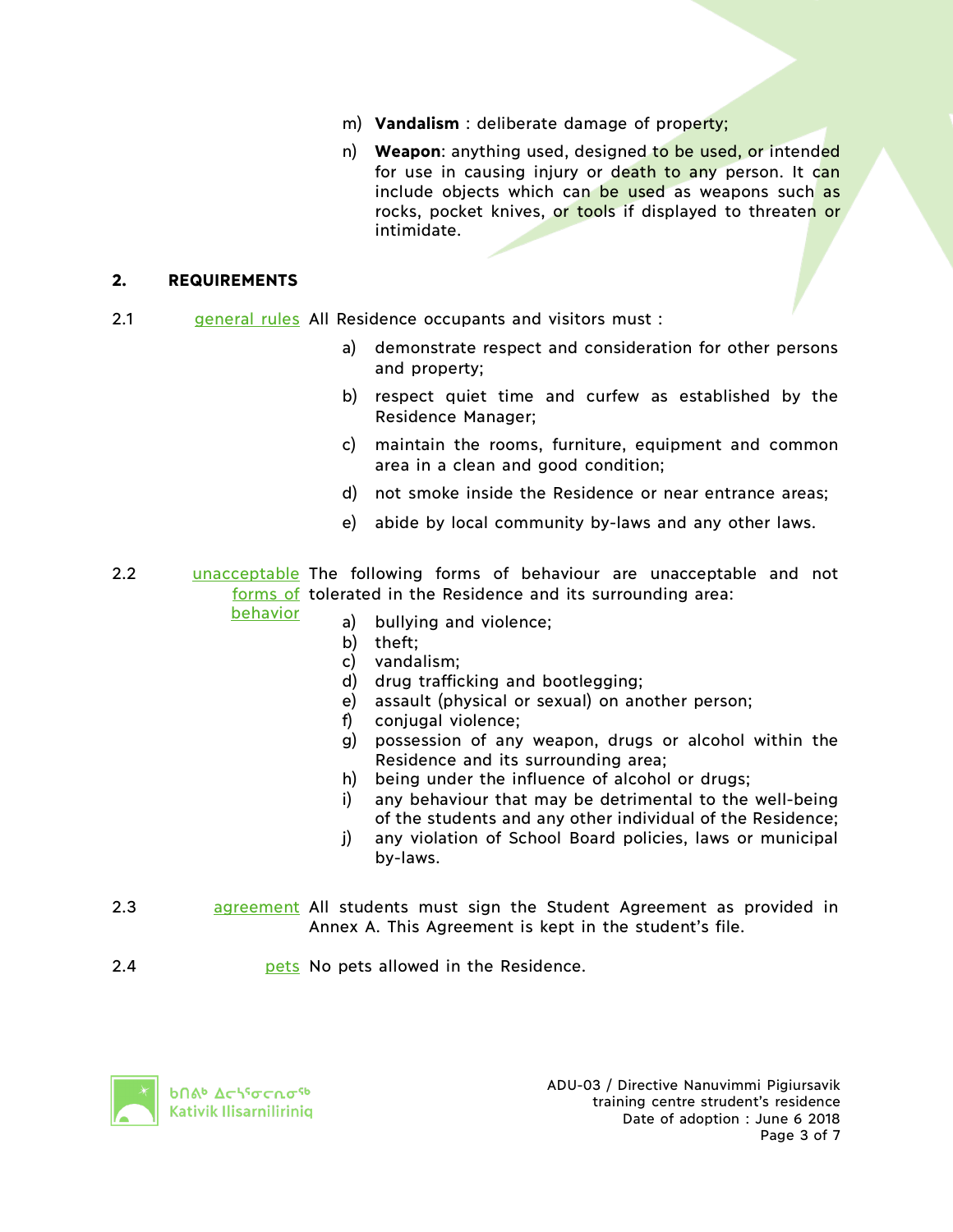m) **Vandalism** : deliberate damage of property;

n) **Weapon**: anything used, designed to be used, or intended for use in causing injury or death to any person. It can include objects which can be used as weapons such as rocks, pocket knives, or tools if displayed to threaten or intimidate.

## 2. REQUIREMENTS

2.1 general rules — All Residence occupants and visitors must :

a) demonstrate respect and consideration for other persons and property;

b) respect quiet time and curfew as established by the Residence Manager;

c) maintain the rooms, furniture, equipment and common area in a clean and good condition;

d) not smoke inside the Residence or near entrance areas;

e) abide by local community by-laws and any other laws.

2.2 unacceptable forms of behavior — The following forms of behaviour are unacceptable and not tolerated in the Residence and its surrounding area:

a) bullying and violence;
b) theft;
c) vandalism;
d) drug trafficking and bootlegging;
e) assault (physical or sexual) on another person;
f) conjugal violence;
g) possession of any weapon, drugs or alcohol within the Residence and its surrounding area;
h) being under the influence of alcohol or drugs;
i) any behaviour that may be detrimental to the well-being of the students and any other individual of the Residence;
j) any violation of School Board policies, laws or municipal by-laws.

2.3 agreement — All students must sign the Student Agreement as provided in Annex A. This Agreement is kept in the student's file.

2.4 pets — No pets allowed in the Residence.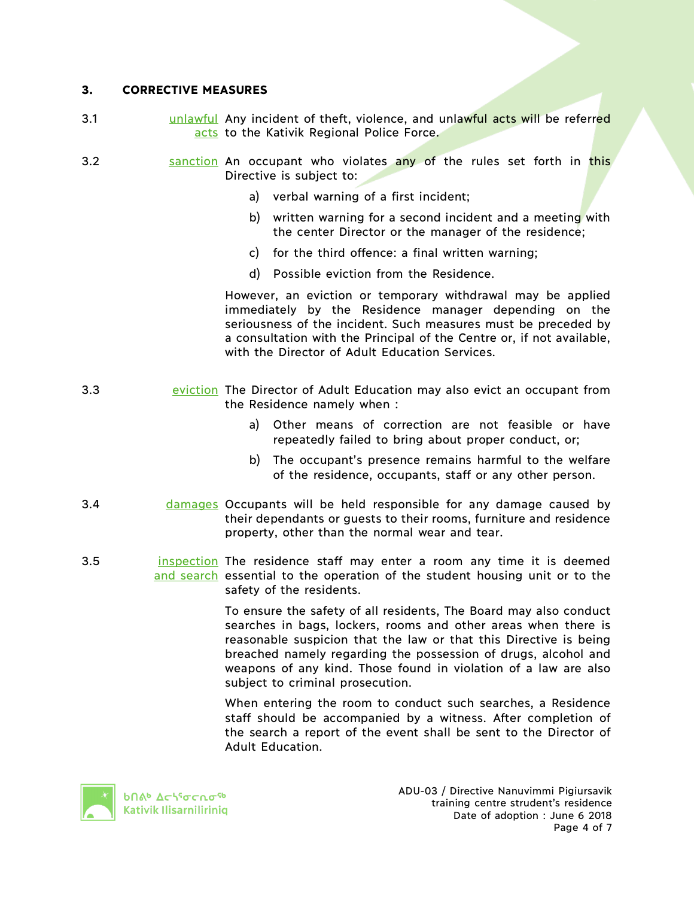## 3. CORRECTIVE MEASURES

3.1 unlawful acts — Any incident of theft, violence, and unlawful acts will be referred to the Kativik Regional Police Force.

3.2 sanction — An occupant who violates any of the rules set forth in this Directive is subject to:

a) verbal warning of a first incident;

b) written warning for a second incident and a meeting with the center Director or the manager of the residence;

c) for the third offence: a final written warning;

d) Possible eviction from the Residence.

However, an eviction or temporary withdrawal may be applied immediately by the Residence manager depending on the seriousness of the incident. Such measures must be preceded by a consultation with the Principal of the Centre or, if not available, with the Director of Adult Education Services.

3.3 eviction — The Director of Adult Education may also evict an occupant from the Residence namely when :

a) Other means of correction are not feasible or have repeatedly failed to bring about proper conduct, or;

b) The occupant's presence remains harmful to the welfare of the residence, occupants, staff or any other person.

3.4 damages — Occupants will be held responsible for any damage caused by their dependants or guests to their rooms, furniture and residence property, other than the normal wear and tear.

3.5 inspection and search — The residence staff may enter a room any time it is deemed essential to the operation of the student housing unit or to the safety of the residents.

To ensure the safety of all residents, The Board may also conduct searches in bags, lockers, rooms and other areas when there is reasonable suspicion that the law or that this Directive is being breached namely regarding the possession of drugs, alcohol and weapons of any kind. Those found in violation of a law are also subject to criminal prosecution.

When entering the room to conduct such searches, a Residence staff should be accompanied by a witness. After completion of the search a report of the event shall be sent to the Director of Adult Education.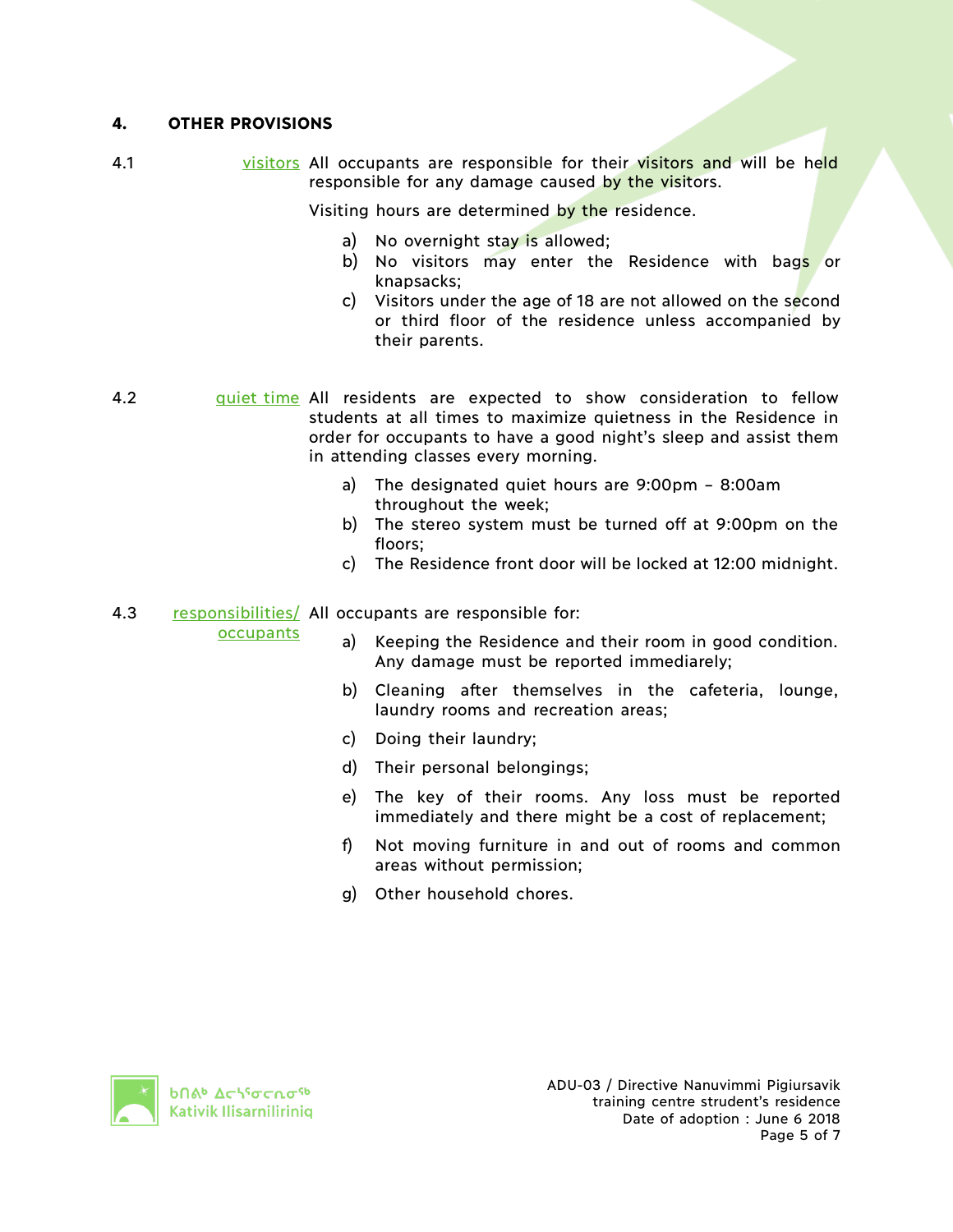## 4. OTHER PROVISIONS

4.1 visitors All occupants are responsible for their visitors and will be held responsible for any damage caused by the visitors.

Visiting hours are determined by the residence.

a) No overnight stay is allowed;
b) No visitors may enter the Residence with bags or knapsacks;
c) Visitors under the age of 18 are not allowed on the second or third floor of the residence unless accompanied by their parents.

4.2 quiet time All residents are expected to show consideration to fellow students at all times to maximize quietness in the Residence in order for occupants to have a good night's sleep and assist them in attending classes every morning.

a) The designated quiet hours are 9:00pm – 8:00am throughout the week;
b) The stereo system must be turned off at 9:00pm on the floors;
c) The Residence front door will be locked at 12:00 midnight.

4.3 responsibilities/ occupants All occupants are responsible for:

a) Keeping the Residence and their room in good condition. Any damage must be reported immediarely;

b) Cleaning after themselves in the cafeteria, lounge, laundry rooms and recreation areas;

c) Doing their laundry;

d) Their personal belongings;

e) The key of their rooms. Any loss must be reported immediately and there might be a cost of replacement;

f) Not moving furniture in and out of rooms and common areas without permission;

g) Other household chores.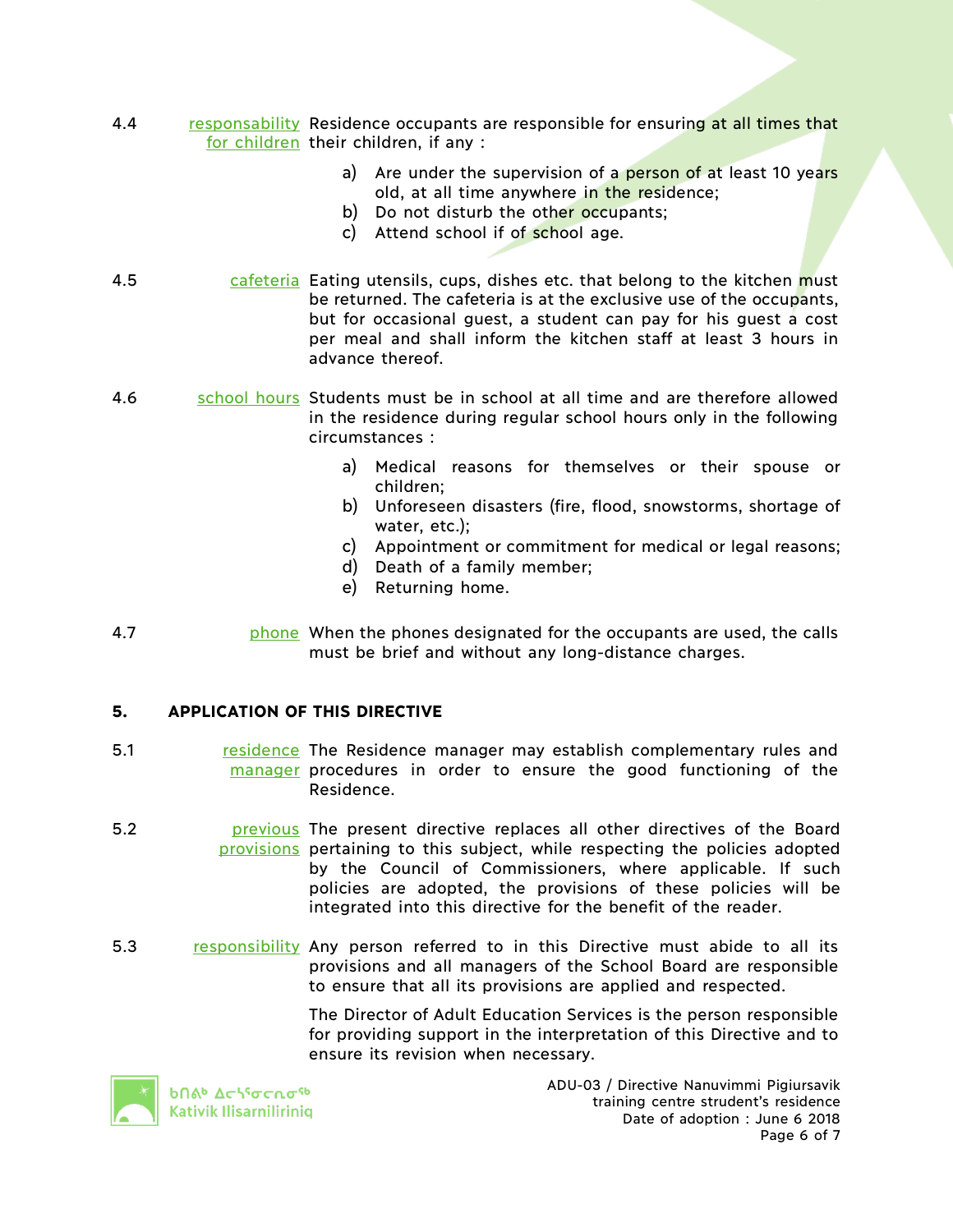4.4 responsability for children — Residence occupants are responsible for ensuring at all times that their children, if any :

a) Are under the supervision of a person of at least 10 years old, at all time anywhere in the residence;
b) Do not disturb the other occupants;
c) Attend school if of school age.

4.5 cafeteria — Eating utensils, cups, dishes etc. that belong to the kitchen must be returned. The cafeteria is at the exclusive use of the occupants, but for occasional guest, a student can pay for his guest a cost per meal and shall inform the kitchen staff at least 3 hours in advance thereof.

4.6 school hours — Students must be in school at all time and are therefore allowed in the residence during regular school hours only in the following circumstances :

a) Medical reasons for themselves or their spouse or children;
b) Unforeseen disasters (fire, flood, snowstorms, shortage of water, etc.);
c) Appointment or commitment for medical or legal reasons;
d) Death of a family member;
e) Returning home.

4.7 phone — When the phones designated for the occupants are used, the calls must be brief and without any long-distance charges.

## 5. APPLICATION OF THIS DIRECTIVE

5.1 residence manager — The Residence manager may establish complementary rules and procedures in order to ensure the good functioning of the Residence.

5.2 previous provisions — The present directive replaces all other directives of the Board pertaining to this subject, while respecting the policies adopted by the Council of Commissioners, where applicable. If such policies are adopted, the provisions of these policies will be integrated into this directive for the benefit of the reader.

5.3 responsibility — Any person referred to in this Directive must abide to all its provisions and all managers of the School Board are responsible to ensure that all its provisions are applied and respected.

The Director of Adult Education Services is the person responsible for providing support in the interpretation of this Directive and to ensure its revision when necessary.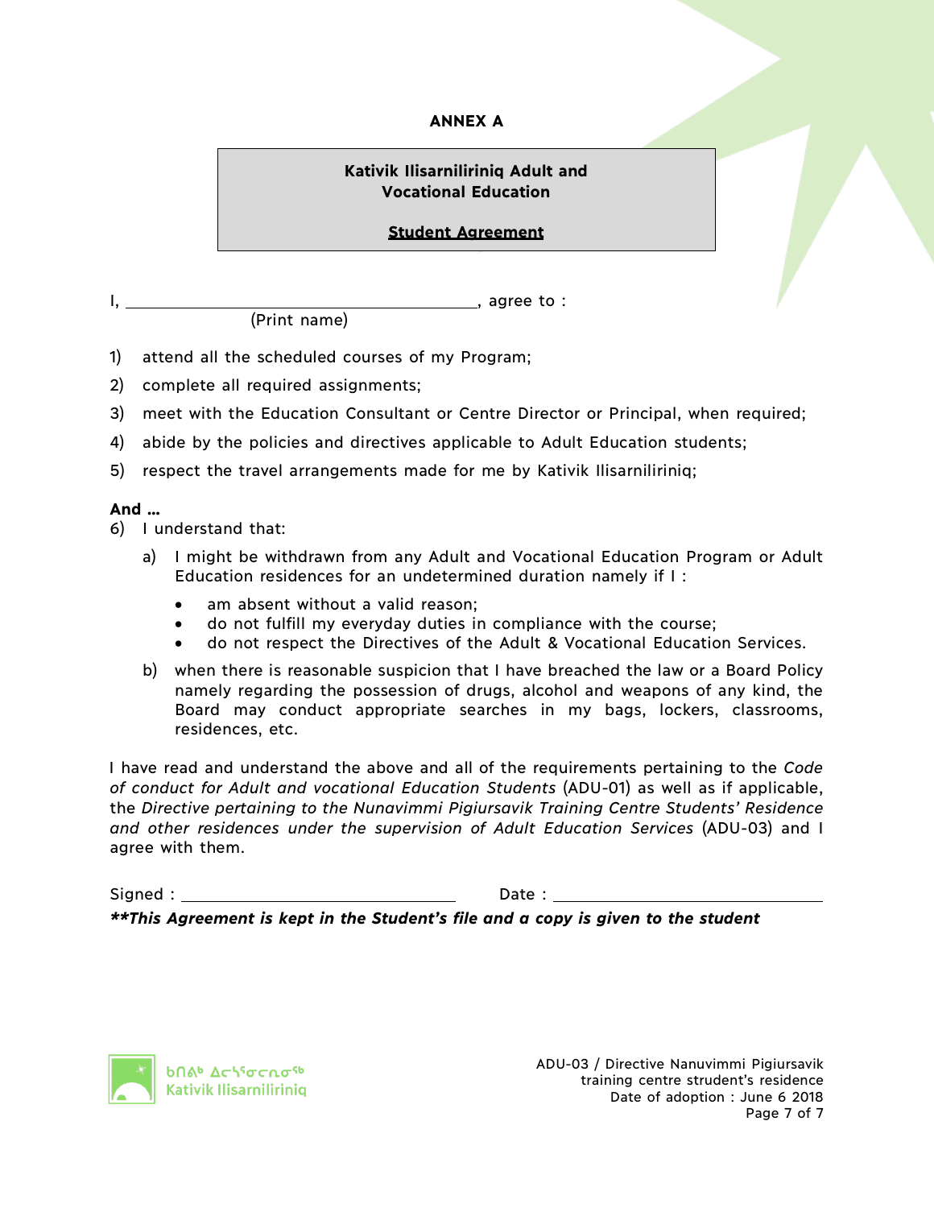# ANNEX A

**Kativik Ilisarniliriniq Adult and Vocational Education**

**Student Agreement**

I, ______________________________, agree to :
(Print name)

1) attend all the scheduled courses of my Program;
2) complete all required assignments;
3) meet with the Education Consultant or Centre Director or Principal, when required;
4) abide by the policies and directives applicable to Adult Education students;
5) respect the travel arrangements made for me by Kativik Ilisarniliriniq;

**And …**

6) I understand that:

   a) I might be withdrawn from any Adult and Vocational Education Program or Adult Education residences for an undetermined duration namely if I :

      - am absent without a valid reason;
      - do not fulfill my everyday duties in compliance with the course;
      - do not respect the Directives of the Adult & Vocational Education Services.

   b) when there is reasonable suspicion that I have breached the law or a Board Policy namely regarding the possession of drugs, alcohol and weapons of any kind, the Board may conduct appropriate searches in my bags, lockers, classrooms, residences, etc.

I have read and understand the above and all of the requirements pertaining to the *Code of conduct for Adult and vocational Education Students* (ADU-01) as well as if applicable, the *Directive pertaining to the Nunavimmi Pigiursavik Training Centre Students' Residence and other residences under the supervision of Adult Education Services* (ADU-03) and I agree with them.

Signed : ______________________ Date : ______________________

***\*\*This Agreement is kept in the Student's file and a copy is given to the student***